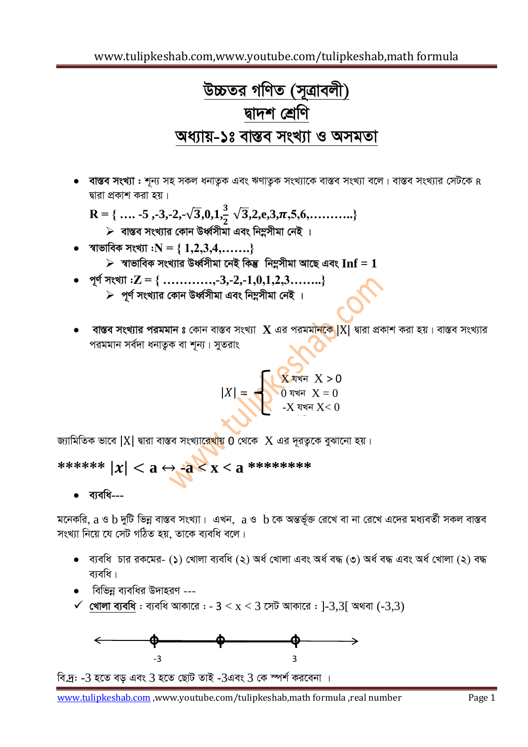# উচ্চতর গণিত (সূত্রাবলী)

## দ্বাদশ শ্রেণি

## অধ্যায়-১ঃ বাস্তব সংখ্যা ও অসমতা

- **বাস্তব সংখ্যা :** শূন্য সহ সকল ধনাত্বক এবং ঋণাত্বক সংখ্যাকে বাস্তব সংখ্যা বলে। বাস্তব সংখ্যার সেটকে R দ্বারা প্রকাশ করা হয়।

  $\mathbf{R = \{ \ldots. -5, -3, -2, -\sqrt{3}, 0, 1, \frac{3}{2}\ \sqrt{3}, 2, e, 3, \pi, 5, 6, \ldots\ldots\ldots\}}$

  - **বাস্তব সংখ্যার কোন উর্ধ্বসীমা এবং নিম্নসীমা নেই ।**

- **স্বাভাবিক সংখ্যা :** $\mathbf{N = \{ 1,2,3,4,\ldots\ldots.\}}$
  - **স্বাভাবিক সংখ্যার উর্ধ্বসীমা নেই কিন্তু নিম্নসীমা আছে এবং Inf = 1**

- **পূর্ণ সংখ্যা :** $\mathbf{Z = \{ \ldots\ldots\ldots\ldots,-3,-2,-1,0,1,2,3\ldots\ldots..\}}$
  - **পূর্ণ সংখ্যার কোন উর্ধ্বসীমা এবং নিম্নসীমা নেই ।**

- **বাস্তব সংখ্যার পরমমান ঃ** কোন বাস্তব সংখ্যা **X** এর পরমমানকে |X| দ্বারা প্রকাশ করা হয়। বাস্তব সংখ্যার পরমমান সর্বদা ধনাত্বক বা শূন্য। সুতরাং

$$|X| = \begin{cases} X \text{ যখন } X > 0 \\ 0 \text{ যখন } X = 0 \\ -X \text{ যখন } X < 0 \end{cases}$$

জ্যামিতিক ভাবে |X| দ্বারা বাস্তব সংখ্যারেখায় 0 থেকে X এর দূরত্বকে বুঝানো হয়।

***** $|x| < a \leftrightarrow -a < x < a$ ********

- **ব্যবধি---**

মনেকরি, a ও b দুটি ভিন্ন বাস্তব সংখ্যা। এখন, a ও b কে অন্তর্ভূক্ত রেখে বা না রেখে এদের মধ্যবর্তী সকল বাস্তব সংখ্যা নিয়ে যে সেট গঠিত হয়, তাকে ব্যবধি বলে।

- ব্যবধি চার রকমের- (১) খোলা ব্যবধি (২) অর্ধ খোলা এবং অর্ধ বদ্ধ (৩) অর্ধ বদ্ধ এবং অর্ধ খোলা (২) বদ্ধ ব্যবধি।
- বিভিন্ন ব্যবধির উদাহরণ ---

✓ **খোলা ব্যবধি** : ব্যবধি আকারে : $-3 < x < 3$ সেট আকারে : ]-3,3[ অথবা (-3,3)

-3 3

বি.দ্র: -3 হতে বড় এবং 3 হতে ছোট তাই -3এবং 3 কে স্পর্শ করবেনা ।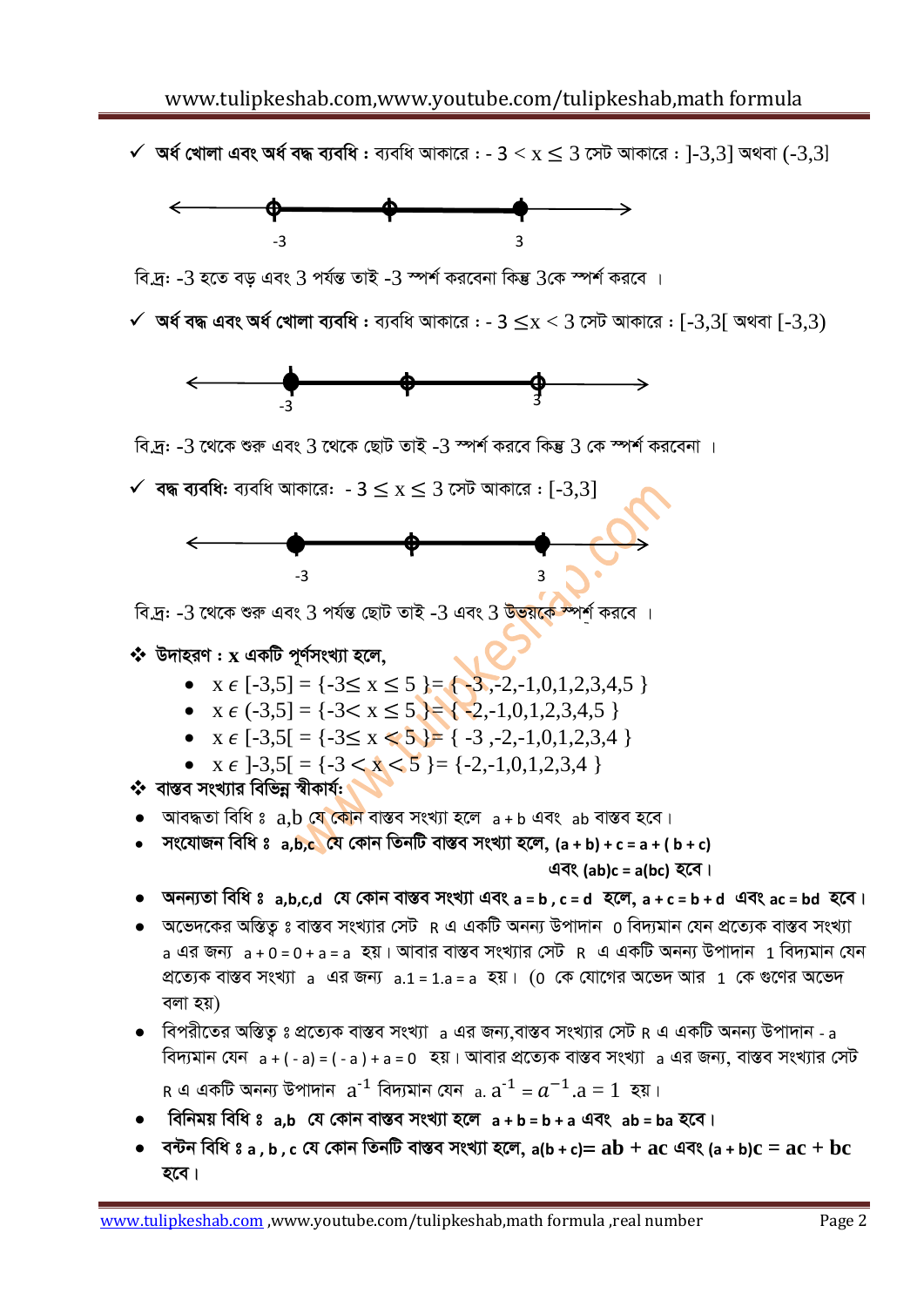- **অর্ধ খোলা এবং অর্ধ বদ্ধ ব্যবধি :** ব্যবধি আকারে : $-3 < x \leq 3$ সেট আকারে : $]-3,3]$ অথবা $(-3,3]$

বি.দ্র: -3 হতে বড় এবং 3 পর্যন্ত তাই -3 স্পর্শ করবেনা কিন্তু 3কে স্পর্শ করবে ।

- **অর্ধ বদ্ধ এবং অর্ধ খোলা ব্যবধি :** ব্যবধি আকারে : $-3 \leq x < 3$ সেট আকারে : $[-3,3[$ অথবা $[-3,3)$

বি.দ্র: -3 থেকে শুরু এবং 3 থেকে ছোট তাই -3 স্পর্শ করবে কিন্তু 3 কে স্পর্শ করবেনা ।

- **বদ্ধ ব্যবধি:** ব্যবধি আকারে: $-3 \leq x \leq 3$ সেট আকারে : $[-3,3]$

বি.দ্র: -3 থেকে শুরু এবং 3 পর্যন্ত ছোট তাই -3 এবং 3 উভয়কে স্পর্শ করবে ।

## উদাহরণ : x একটি পূর্ণসংখ্যা হলে,

- $x \in [-3,5] = \{-3 \leq x \leq 5\} = \{-3,-2,-1,0,1,2,3,4,5\}$
- $x \in (-3,5] = \{-3 < x \leq 5\} = \{-2,-1,0,1,2,3,4,5\}$
- $x \in [-3,5[ = \{-3 \leq x < 5\} = \{-3,-2,-1,0,1,2,3,4\}$
- $x \in ]-3,5[ = \{-3 < x < 5\} = \{-2,-1,0,1,2,3,4\}$

## বাস্তব সংখ্যার বিভিন্ন স্বীকার্য:

- আবদ্ধতা বিধি ঃ a,b যে কোন বাস্তব সংখ্যা হলে $a + b$ এবং $ab$ বাস্তব হবে।
- **সংযোজন বিধি ঃ a,b,c যে কোন তিনটি বাস্তব সংখ্যা হলে, $(a + b) + c = a + (b + c)$ এবং $(ab)c = a(bc)$ হবে।**
- **অনন্যতা বিধি ঃ a,b,c,d যে কোন বাস্তব সংখ্যা এবং $a = b$ , $c = d$ হলে, $a + c = b + d$ এবং $ac = bd$ হবে।**
- অভেদকের অস্তিত্ব ঃ বাস্তব সংখ্যার সেট R এ একটি অনন্য উপাদান 0 বিদ্যমান যেন প্রত্যেক বাস্তব সংখ্যা a এর জন্য $a + 0 = 0 + a = a$ হয়। আবার বাস্তব সংখ্যার সেট R এ একটি অনন্য উপাদান 1 বিদ্যমান যেন প্রত্যেক বাস্তব সংখ্যা a এর জন্য $a.1 = 1.a = a$ হয়। (0 কে যোগের অভেদ আর 1 কে গুণের অভেদ বলা হয়)
- বিপরীতের অস্তিত্ব ঃ প্রত্যেক বাস্তব সংখ্যা a এর জন্য,বাস্তব সংখ্যার সেট R এ একটি অনন্য উপাদান $-a$ বিদ্যমান যেন $a + (-a) = (-a) + a = 0$ হয়। আবার প্রত্যেক বাস্তব সংখ্যা a এর জন্য, বাস্তব সংখ্যার সেট R এ একটি অনন্য উপাদান $a^{-1}$ বিদ্যমান যেন $a.a^{-1} = a^{-1}.a = 1$ হয়।
- **বিনিময় বিধি ঃ a,b যে কোন বাস্তব সংখ্যা হলে $a + b = b + a$ এবং $ab = ba$ হবে।**
- **বন্টন বিধি ঃ a , b , c যে কোন তিনটি বাস্তব সংখ্যা হলে, $a(b + c) = ab + ac$ এবং $(a + b)c = ac + bc$ হবে।**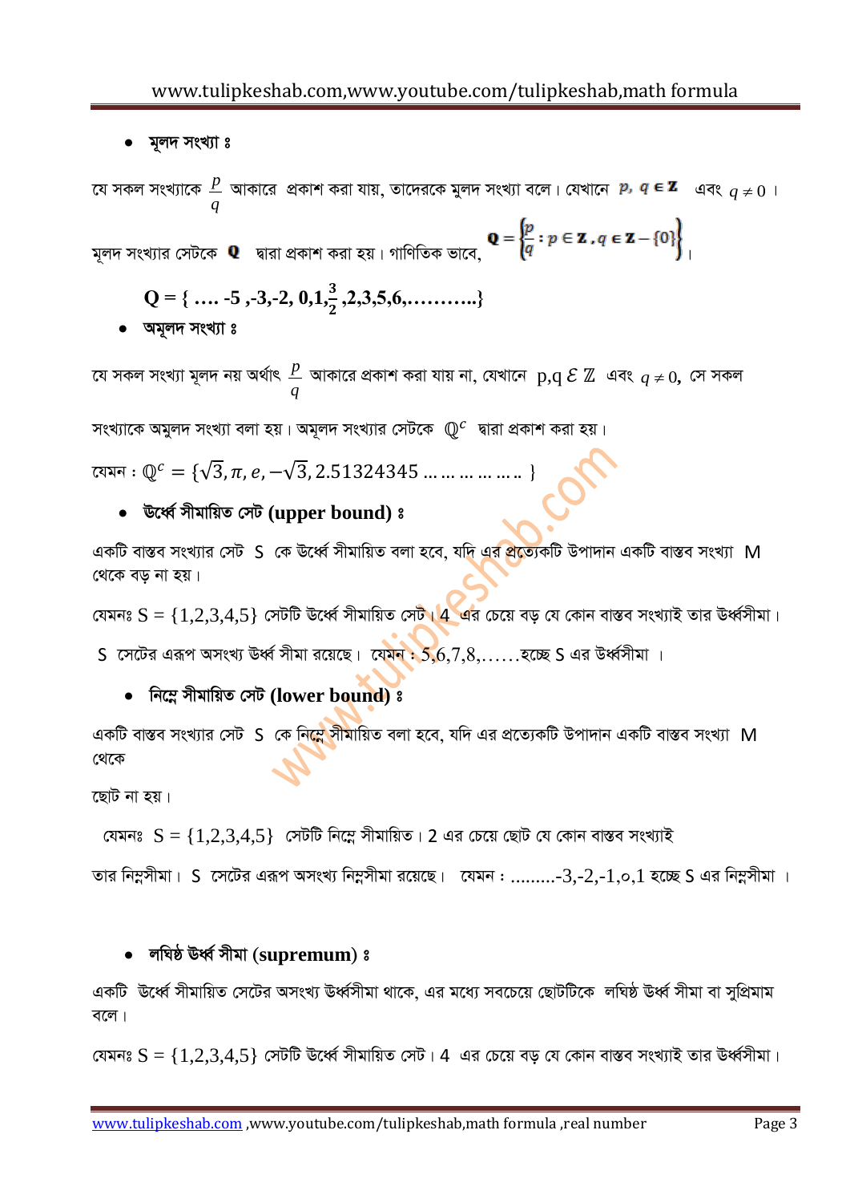- **মূলদ সংখ্যা ঃ**

যে সকল সংখ্যাকে $\frac{p}{q}$ আকারে প্রকাশ করা যায়, তাদেরকে মুলদ সংখ্যা বলে। যেখানে $p, q \in \mathbf{Z}$ এবং $q \neq 0$ ।

মূলদ সংখ্যার সেটকে $\mathbf{Q}$ দ্বারা প্রকাশ করা হয়। গাণিতিক ভাবে, $\mathbf{Q} = \left\{\frac{p}{q} : p \in \mathbf{Z}, q \in \mathbf{Z} - \{0\}\right\}$।

$$\mathbf{Q} = \{ \ldots. -5, -3, -2, 0, 1, \frac{3}{2}, 2, 3, 5, 6, \ldots\ldots\ldots.\}$$

- **অমূলদ সংখ্যা ঃ**

যে সকল সংখ্যা মূলদ নয় অর্থাৎ $\frac{p}{q}$ আকারে প্রকাশ করা যায় না, যেখানে $p,q \in \mathbb{Z}$ এবং $q \neq 0$, সে সকল সংখ্যাকে অমুলদ সংখ্যা বলা হয়। অমূলদ সংখ্যার সেটকে $\mathbb{Q}^c$ দ্বারা প্রকাশ করা হয়।

যেমন : $\mathbb{Q}^c = \{\sqrt{3}, \pi, e, -\sqrt{3}, 2.51324345 \ldots\ldots\ldots\ldots\ldots \}$

- **উর্ধ্বে সীমায়িত সেট (upper bound) ঃ**

একটি বাস্তব সংখ্যার সেট S কে উর্ধ্বে সীমায়িত বলা হবে, যদি এর প্রত্যেকটি উপাদান একটি বাস্তব সংখ্যা M থেকে বড় না হয়।

যেমনঃ $S = \{1,2,3,4,5\}$ সেটটি উর্ধ্বে সীমায়িত সেট। 4 এর চেয়ে বড় যে কোন বাস্তব সংখ্যাই তার উর্ধ্বসীমা।

S সেটের এরূপ অসংখ্য উর্ধ্ব সীমা রয়েছে। যেমন : 5,6,7,8,……হচ্ছে S এর উর্ধ্বসীমা ।

- **নিম্নে সীমায়িত সেট (lower bound) ঃ**

একটি বাস্তব সংখ্যার সেট S কে নিম্নে সীমায়িত বলা হবে, যদি এর প্রত্যেকটি উপাদান একটি বাস্তব সংখ্যা M থেকে ছোট না হয়।

যেমনঃ $S = \{1,2,3,4,5\}$ সেটটি নিম্নে সীমায়িত। 2 এর চেয়ে ছোট যে কোন বাস্তব সংখ্যাই তার নিম্নসীমা। S সেটের এরূপ অসংখ্য নিম্নসীমা রয়েছে। যেমন : .........-3,-2,-1,০,1 হচ্ছে S এর নিম্নসীমা ।

- **লঘিষ্ঠ উর্ধ্ব সীমা (supremum) ঃ**

একটি উর্ধ্বে সীমায়িত সেটের অসংখ্য উর্ধ্বসীমা থাকে, এর মধ্যে সবচেয়ে ছোটটিকে লঘিষ্ঠ উর্ধ্ব সীমা বা সুপ্রিমাম বলে।

যেমনঃ $S = \{1,2,3,4,5\}$ সেটটি উর্ধ্বে সীমায়িত সেট। 4 এর চেয়ে বড় যে কোন বাস্তব সংখ্যাই তার উর্ধ্বসীমা।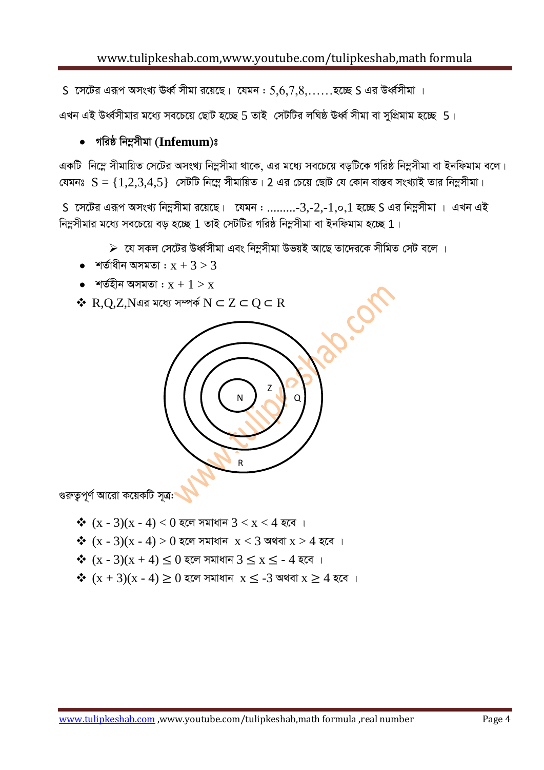S সেটের এরূপ অসংখ্য উর্ধ্ব সীমা রয়েছে। যেমন : 5,6,7,8,……হচ্ছে S এর উর্ধ্বসীমা ।

এখন এই উর্ধ্বসীমার মধ্যে সবচেয়ে ছোট হচ্ছে 5 তাই সেটটির লঘিষ্ঠ উর্ধ্ব সীমা বা সুপ্রিমাম হচ্ছে 5।

- **গরিষ্ঠ নিম্নসীমা (Infemum)ঃ**

একটি নিম্নে সীমায়িত সেটের অসংখ্য নিম্নসীমা থাকে, এর মধ্যে সবচেয়ে বড়টিকে গরিষ্ঠ নিম্নসীমা বা ইনফিমাম বলে। যেমনঃ $S = \{1,2,3,4,5\}$ সেটটি নিম্নে সীমায়িত। 2 এর চেয়ে ছোট যে কোন বাস্তব সংখ্যাই তার নিম্নসীমা।

S সেটের এরূপ অসংখ্য নিম্নসীমা রয়েছে। যেমন : .........-3,-2,-1,০,1 হচ্ছে S এর নিম্নসীমা । এখন এই নিম্নসীমার মধ্যে সবচেয়ে বড় হচ্ছে 1 তাই সেটটির গরিষ্ঠ নিম্নসীমা বা ইনফিমাম হচ্ছে 1।

> ➢ যে সকল সেটের উর্ধ্বসীমা এবং নিম্নসীমা উভয়ই আছে তাদেরকে সীমিত সেট বলে ।

- শর্তাধীন অসমতা : $x + 3 > 3$
- শর্তহীন অসমতা : $x + 1 > x$
- R,Q,Z,Nএর মধ্যে সম্পর্ক $N \subset Z \subset Q \subset R$

N
Z
Q
R

গুরুত্বপূর্ণ আরো কয়েকটি সূত্র:

- $(x - 3)(x - 4) < 0$ হলে সমাধান $3 < x < 4$ হবে ।
- $(x - 3)(x - 4) > 0$ হলে সমাধান $x < 3$ অথবা $x > 4$ হবে ।
- $(x - 3)(x + 4) \leq 0$ হলে সমাধান $3 \leq x \leq - 4$ হবে ।
- $(x + 3)(x - 4) \geq 0$ হলে সমাধান $x \leq -3$ অথবা $x \geq 4$ হবে ।